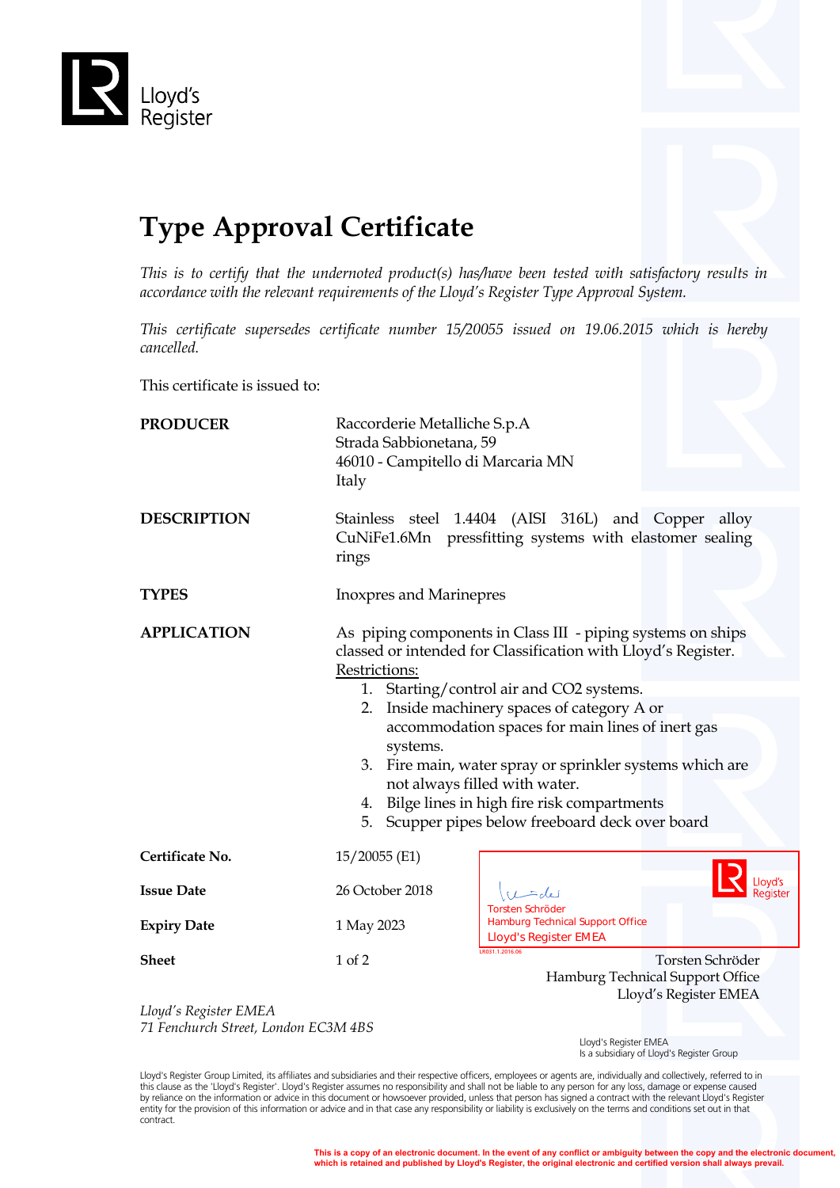Lloyd's Register

# Type Approval Certificate

*This is to certify that the undernoted product(s) has/have been tested with satisfactory results in accordance with the relevant requirements of the Lloyd's Register Type Approval System.*

*This certificate supersedes certificate number 15/20055 issued on 19.06.2015 which is hereby cancelled.*

This certificate is issued to:

**PRODUCER**

Raccorderie Metalliche S.p.A
Strada Sabbionetana, 59
46010 - Campitello di Marcaria MN
Italy

**DESCRIPTION**

Stainless steel 1.4404 (AISI 316L) and Copper alloy CuNiFe1.6Mn pressfitting systems with elastomer sealing rings

**TYPES**

Inoxpres and Marinepres

**APPLICATION**

As piping components in Class III - piping systems on ships classed or intended for Classification with Lloyd's Register.

Restrictions:

1. Starting/control air and CO2 systems.
2. Inside machinery spaces of category A or accommodation spaces for main lines of inert gas systems.
3. Fire main, water spray or sprinkler systems which are not always filled with water.
4. Bilge lines in high fire risk compartments
5. Scupper pipes below freeboard deck over board

**Certificate No.** 15/20055 (E1)

**Issue Date** 26 October 2018

**Expiry Date** 1 May 2023

**Sheet** 1 of 2

Torsten Schröder
Hamburg Technical Support Office
Lloyd's Register EMEA

LR031.1.2016.06

Torsten Schröder
Hamburg Technical Support Office
Lloyd's Register EMEA

*Lloyd's Register EMEA*
*71 Fenchurch Street, London EC3M 4BS*

Lloyd's Register EMEA
Is a subsidiary of Lloyd's Register Group

Lloyd's Register Group Limited, its affiliates and subsidiaries and their respective officers, employees or agents are, individually and collectively, referred to in this clause as the 'Lloyd's Register'. Lloyd's Register assumes no responsibility and shall not be liable to any person for any loss, damage or expense caused by reliance on the information or advice in this document or howsoever provided, unless that person has signed a contract with the relevant Lloyd's Register entity for the provision of this information or advice and in that case any responsibility or liability is exclusively on the terms and conditions set out in that contract.

**This is a copy of an electronic document. In the event of any conflict or ambiguity between the copy and the electronic document, which is retained and published by Lloyd's Register, the original electronic and certified version shall always prevail.**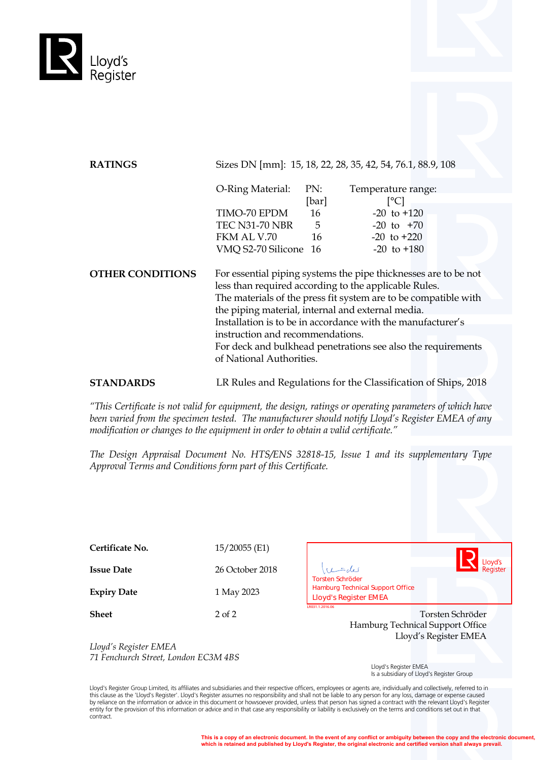Lloyd's Register

**RATINGS**

Sizes DN [mm]: 15, 18, 22, 28, 35, 42, 54, 76.1, 88.9, 108

| O-Ring Material: | PN: [bar] | Temperature range: [°C] |
|---|---|---|
| TIMO-70 EPDM | 16 | -20 to +120 |
| TEC N31-70 NBR | 5 | -20 to +70 |
| FKM AL V.70 | 16 | -20 to +220 |
| VMQ S2-70 Silicone | 16 | -20 to +180 |

**OTHER CONDITIONS**

For essential piping systems the pipe thicknesses are to be not less than required according to the applicable Rules.
The materials of the press fit system are to be compatible with the piping material, internal and external media.
Installation is to be in accordance with the manufacturer's instruction and recommendations.
For deck and bulkhead penetrations see also the requirements of National Authorities.

**STANDARDS**

LR Rules and Regulations for the Classification of Ships, 2018

*"This Certificate is not valid for equipment, the design, ratings or operating parameters of which have been varied from the specimen tested. The manufacturer should notify Lloyd's Register EMEA of any modification or changes to the equipment in order to obtain a valid certificate."*

*The Design Appraisal Document No. HTS/ENS 32818-15, Issue 1 and its supplementary Type Approval Terms and Conditions form part of this Certificate.*

| | |
|---|---|
| **Certificate No.** | 15/20055 (E1) |
| **Issue Date** | 26 October 2018 |
| **Expiry Date** | 1 May 2023 |
| **Sheet** | 2 of 2 |

Torsten Schröder
Hamburg Technical Support Office
Lloyd's Register EMEA

LR031.1.2016.06

Torsten Schröder
Hamburg Technical Support Office
Lloyd's Register EMEA

*Lloyd's Register EMEA*
*71 Fenchurch Street, London EC3M 4BS*

Lloyd's Register EMEA
Is a subsidiary of Lloyd's Register Group

Lloyd's Register Group Limited, its affiliates and subsidiaries and their respective officers, employees or agents are, individually and collectively, referred to in this clause as the 'Lloyd's Register'. Lloyd's Register assumes no responsibility and shall not be liable to any person for any loss, damage or expense caused by reliance on the information or advice in this document or howsoever provided, unless that person has signed a contract with the relevant Lloyd's Register entity for the provision of this information or advice and in that case any responsibility or liability is exclusively on the terms and conditions set out in that contract.

**This is a copy of an electronic document. In the event of any conflict or ambiguity between the copy and the electronic document, which is retained and published by Lloyd's Register, the original electronic and certified version shall always prevail.**